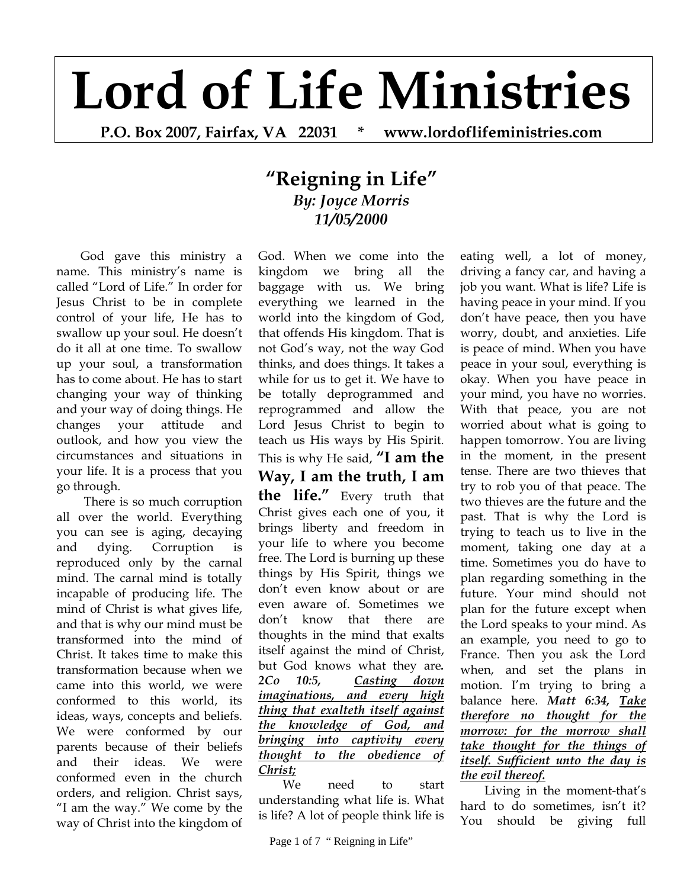# Lord of Life Ministries

**P.O. Box 2007, Fairfax, VA 22031 * www.lordoflifeministries.com**

## "Reigning in Life"

***By: Joyce Morris***
***11/05/2000***

God gave this ministry a name. This ministry's name is called "Lord of Life." In order for Jesus Christ to be in complete control of your life, He has to swallow up your soul. He doesn't do it all at one time. To swallow up your soul, a transformation has to come about. He has to start changing your way of thinking and your way of doing things. He changes your attitude and outlook, and how you view the circumstances and situations in your life. It is a process that you go through.

There is so much corruption all over the world. Everything you can see is aging, decaying and dying. Corruption is reproduced only by the carnal mind. The carnal mind is totally incapable of producing life. The mind of Christ is what gives life, and that is why our mind must be transformed into the mind of Christ. It takes time to make this transformation because when we came into this world, we were conformed to this world, its ideas, ways, concepts and beliefs. We were conformed by our parents because of their beliefs and their ideas. We were conformed even in the church orders, and religion. Christ says, "I am the way." We come by the way of Christ into the kingdom of God. When we come into the kingdom we bring all the baggage with us. We bring everything we learned in the world into the kingdom of God, that offends His kingdom. That is not God's way, not the way God thinks, and does things. It takes a while for us to get it. We have to be totally deprogrammed and reprogrammed and allow the Lord Jesus Christ to begin to teach us His ways by His Spirit. This is why He said, **"I am the Way, I am the truth, I am the life."** Every truth that Christ gives each one of you, it brings liberty and freedom in your life to where you become free. The Lord is burning up these things by His Spirit, things we don't even know about or are even aware of. Sometimes we don't know that there are thoughts in the mind that exalts itself against the mind of Christ, but God knows what they are. ***2Co 10:5, <u>Casting down imaginations, and every high thing that exalteth itself against the knowledge of God, and bringing into captivity every thought to the obedience of Christ;</u>***

We need to start understanding what life is. What is life? A lot of people think life is eating well, a lot of money, driving a fancy car, and having a job you want. What is life? Life is having peace in your mind. If you don't have peace, then you have worry, doubt, and anxieties. Life is peace of mind. When you have peace in your soul, everything is okay. When you have peace in your mind, you have no worries. With that peace, you are not worried about what is going to happen tomorrow. You are living in the moment, in the present tense. There are two thieves that try to rob you of that peace. The two thieves are the future and the past. That is why the Lord is trying to teach us to live in the moment, taking one day at a time. Sometimes you do have to plan regarding something in the future. Your mind should not plan for the future except when the Lord speaks to your mind. As an example, you need to go to France. Then you ask the Lord when, and set the plans in motion. I'm trying to bring a balance here. ***Matt 6:34, <u>Take therefore no thought for the morrow: for the morrow shall take thought for the things of itself. Sufficient unto the day is the evil thereof.</u>***

Living in the moment-that's hard to do sometimes, isn't it? You should be giving full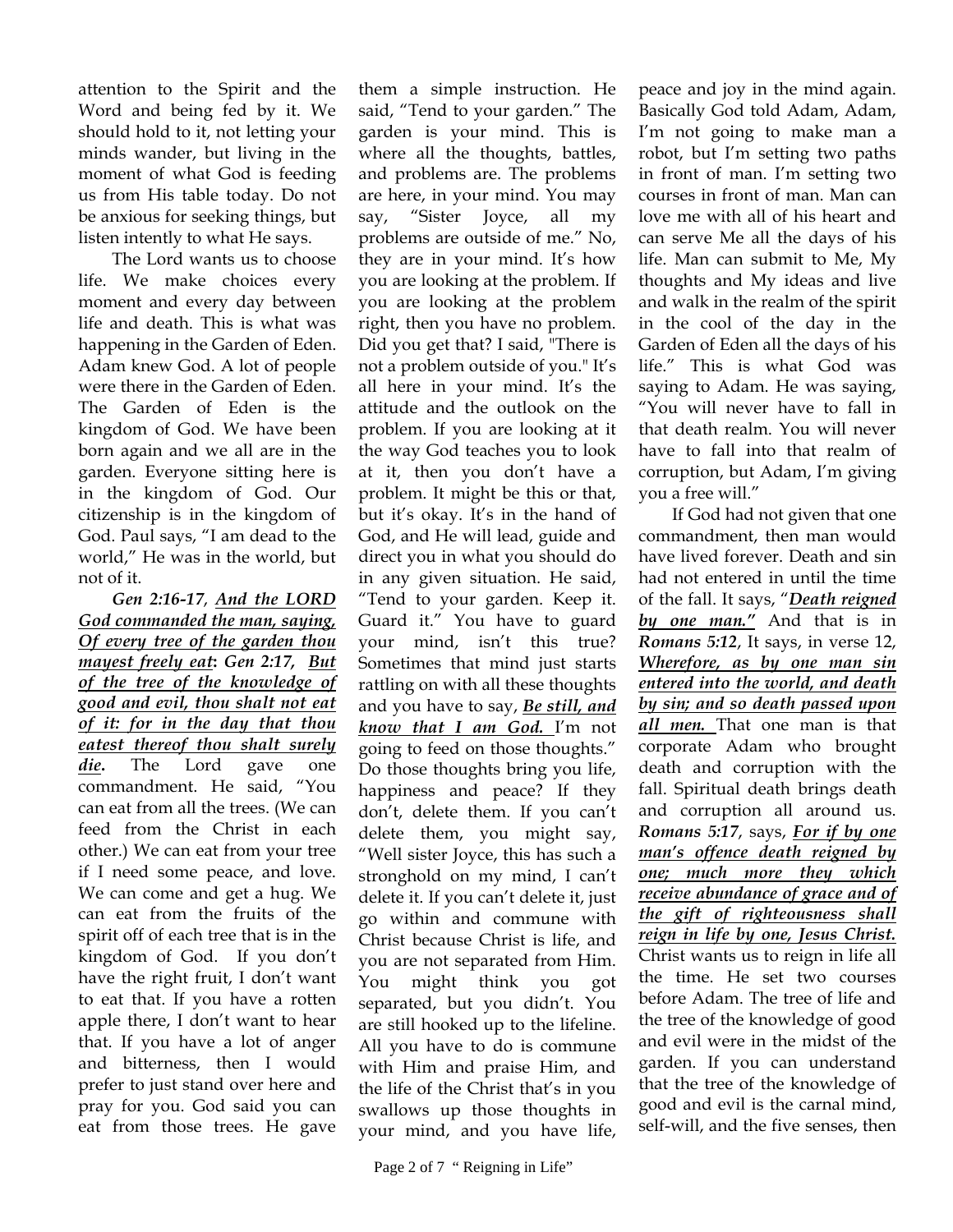attention to the Spirit and the Word and being fed by it. We should hold to it, not letting your minds wander, but living in the moment of what God is feeding us from His table today. Do not be anxious for seeking things, but listen intently to what He says.

The Lord wants us to choose life. We make choices every moment and every day between life and death. This is what was happening in the Garden of Eden. Adam knew God. A lot of people were there in the Garden of Eden. The Garden of Eden is the kingdom of God. We have been born again and we all are in the garden. Everyone sitting here is in the kingdom of God. Our citizenship is in the kingdom of God. Paul says, "I am dead to the world," He was in the world, but not of it.

***Gen 2:16-17**, **<u>And the LORD God commanded the man, saying, Of every tree of the garden thou mayest freely eat</u>**: **Gen 2:17**, **<u>But of the tree of the knowledge of good and evil, thou shalt not eat of it: for in the day that thou eatest thereof thou shalt surely die</u>**.* The Lord gave one commandment. He said, "You can eat from all the trees. (We can feed from the Christ in each other.) We can eat from your tree if I need some peace, and love. We can come and get a hug. We can eat from the fruits of the spirit off of each tree that is in the kingdom of God. If you don't have the right fruit, I don't want to eat that. If you have a rotten apple there, I don't want to hear that. If you have a lot of anger and bitterness, then I would prefer to just stand over here and pray for you. God said you can eat from those trees. He gave them a simple instruction. He said, "Tend to your garden." The garden is your mind. This is where all the thoughts, battles, and problems are. The problems are here, in your mind. You may say, "Sister Joyce, all my problems are outside of me." No, they are in your mind. It's how you are looking at the problem. If you are looking at the problem right, then you have no problem. Did you get that? I said, "There is not a problem outside of you." It's all here in your mind. It's the attitude and the outlook on the problem. If you are looking at it the way God teaches you to look at it, then you don't have a problem. It might be this or that, but it's okay. It's in the hand of God, and He will lead, guide and direct you in what you should do in any given situation. He said, "Tend to your garden. Keep it. Guard it." You have to guard your mind, isn't this true? Sometimes that mind just starts rattling on with all these thoughts and you have to say, ***<u>Be still, and know that I am God.</u>*** I'm not going to feed on those thoughts." Do those thoughts bring you life, happiness and peace? If they don't, delete them. If you can't delete them, you might say, "Well sister Joyce, this has such a stronghold on my mind, I can't delete it. If you can't delete it, just go within and commune with Christ because Christ is life, and you are not separated from Him. You might think you got separated, but you didn't. You are still hooked up to the lifeline. All you have to do is commune with Him and praise Him, and the life of the Christ that's in you swallows up those thoughts in your mind, and you have life, peace and joy in the mind again. Basically God told Adam, Adam, I'm not going to make man a robot, but I'm setting two paths in front of man. I'm setting two courses in front of man. Man can love me with all of his heart and can serve Me all the days of his life. Man can submit to Me, My thoughts and My ideas and live and walk in the realm of the spirit in the cool of the day in the Garden of Eden all the days of his life." This is what God was saying to Adam. He was saying, "You will never have to fall in that death realm. You will never have to fall into that realm of corruption, but Adam, I'm giving you a free will."

If God had not given that one commandment, then man would have lived forever. Death and sin had not entered in until the time of the fall. It says, "***<u>Death reigned by one man.</u>***" And that is in ***Romans 5:12***, It says, in verse 12, ***<u>Wherefore, as by one man sin entered into the world, and death by sin; and so death passed upon all men.</u>*** That one man is that corporate Adam who brought death and corruption with the fall. Spiritual death brings death and corruption all around us. ***Romans 5:17***, says, ***<u>For if by one man's offence death reigned by one; much more they which receive abundance of grace and of the gift of righteousness shall reign in life by one, Jesus Christ.</u>*** Christ wants us to reign in life all the time. He set two courses before Adam. The tree of life and the tree of the knowledge of good and evil were in the midst of the garden. If you can understand that the tree of the knowledge of good and evil is the carnal mind, self-will, and the five senses, then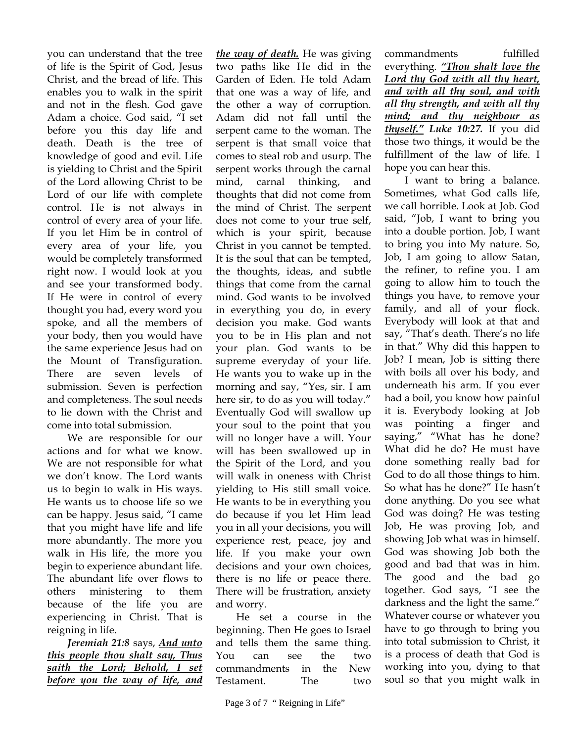you can understand that the tree of life is the Spirit of God, Jesus Christ, and the bread of life. This enables you to walk in the spirit and not in the flesh. God gave Adam a choice. God said, "I set before you this day life and death. Death is the tree of knowledge of good and evil. Life is yielding to Christ and the Spirit of the Lord allowing Christ to be Lord of our life with complete control. He is not always in control of every area of your life. If you let Him be in control of every area of your life, you would be completely transformed right now. I would look at you and see your transformed body. If He were in control of every thought you had, every word you spoke, and all the members of your body, then you would have the same experience Jesus had on the Mount of Transfiguration. There are seven levels of submission. Seven is perfection and completeness. The soul needs to lie down with the Christ and come into total submission.

We are responsible for our actions and for what we know. We are not responsible for what we don't know. The Lord wants us to begin to walk in His ways. He wants us to choose life so we can be happy. Jesus said, "I came that you might have life and life more abundantly. The more you walk in His life, the more you begin to experience abundant life. The abundant life over flows to others ministering to them because of the life you are experiencing in Christ. That is reigning in life.

***Jeremiah 21:8*** says, ***<u>And unto this people thou shalt say, Thus saith the Lord; Behold, I set before you the way of life, and the way of death.</u>*** He was giving two paths like He did in the Garden of Eden. He told Adam that one was a way of life, and the other a way of corruption. Adam did not fall until the serpent came to the woman. The serpent is that small voice that comes to steal rob and usurp. The serpent works through the carnal mind, carnal thinking, and thoughts that did not come from the mind of Christ. The serpent does not come to your true self, which is your spirit, because Christ in you cannot be tempted. It is the soul that can be tempted, the thoughts, ideas, and subtle things that come from the carnal mind. God wants to be involved in everything you do, in every decision you make. God wants you to be in His plan and not your plan. God wants to be supreme everyday of your life. He wants you to wake up in the morning and say, "Yes, sir. I am here sir, to do as you will today." Eventually God will swallow up your soul to the point that you will no longer have a will. Your will has been swallowed up in the Spirit of the Lord, and you will walk in oneness with Christ yielding to His still small voice. He wants to be in everything you do because if you let Him lead you in all your decisions, you will experience rest, peace, joy and life. If you make your own decisions and your own choices, there is no life or peace there. There will be frustration, anxiety and worry.

He set a course in the beginning. Then He goes to Israel and tells them the same thing. You can see the two commandments in the New Testament. The two commandments fulfilled everything. ***<u>"Thou shalt love the Lord thy God with all thy heart, and with all thy soul, and with all thy strength, and with all thy mind; and thy neighbour as thyself."</u> Luke 10:27.*** If you did those two things, it would be the fulfillment of the law of life. I hope you can hear this.

I want to bring a balance. Sometimes, what God calls life, we call horrible. Look at Job. God said, "Job, I want to bring you into a double portion. Job, I want to bring you into My nature. So, Job, I am going to allow Satan, the refiner, to refine you. I am going to allow him to touch the things you have, to remove your family, and all of your flock. Everybody will look at that and say, "That's death. There's no life in that." Why did this happen to Job? I mean, Job is sitting there with boils all over his body, and underneath his arm. If you ever had a boil, you know how painful it is. Everybody looking at Job was pointing a finger and saying," "What has he done? What did he do? He must have done something really bad for God to do all those things to him. So what has he done?" He hasn't done anything. Do you see what God was doing? He was testing Job, He was proving Job, and showing Job what was in himself. God was showing Job both the good and bad that was in him. The good and the bad go together. God says, "I see the darkness and the light the same." Whatever course or whatever you have to go through to bring you into total submission to Christ, it is a process of death that God is working into you, dying to that soul so that you might walk in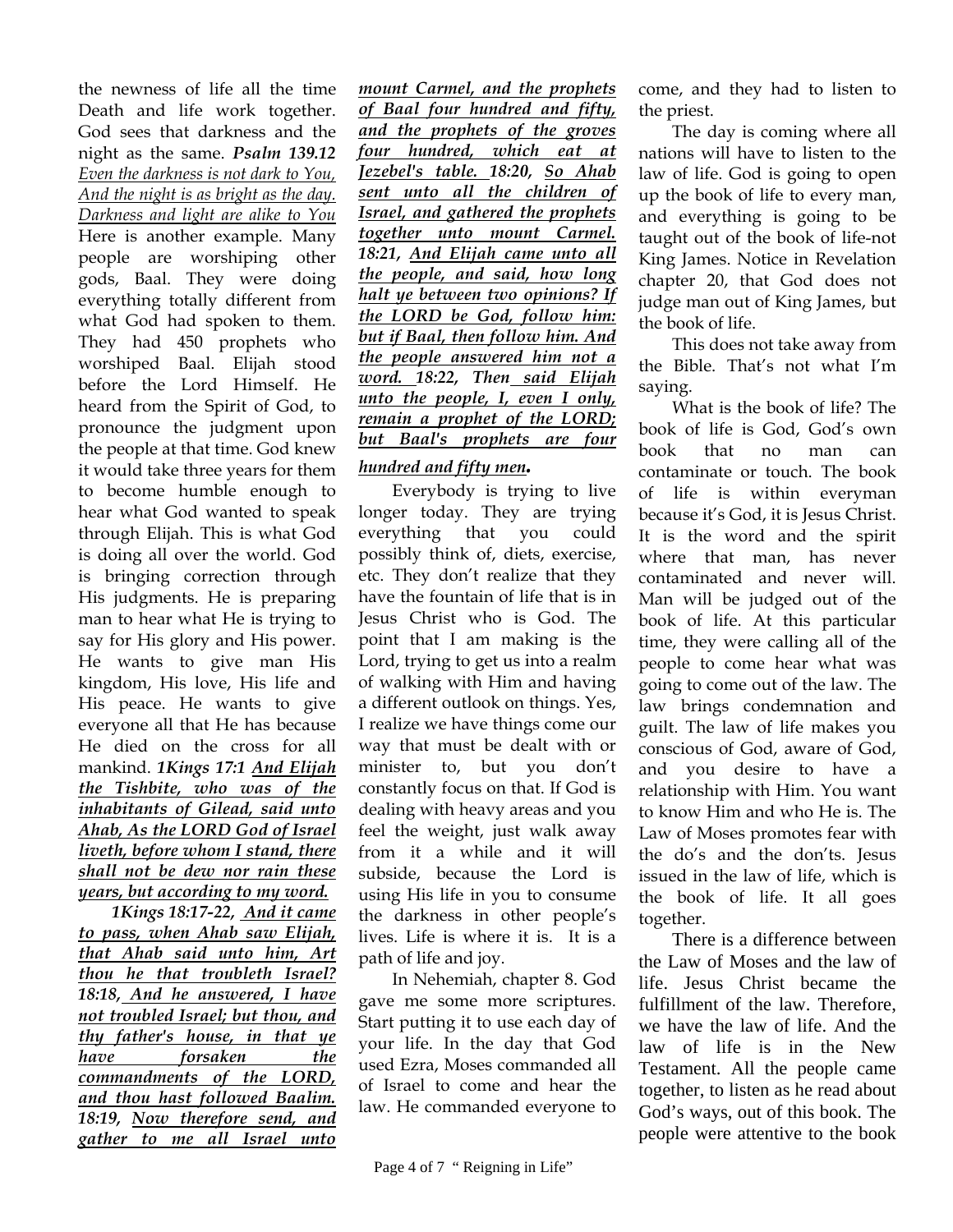the newness of life all the time Death and life work together. God sees that darkness and the night as the same. ***Psalm 139.12*** *Even the darkness is not dark to You, And the night is as bright as the day. Darkness and light are alike to You* Here is another example. Many people are worshiping other gods, Baal. They were doing everything totally different from what God had spoken to them. They had 450 prophets who worshiped Baal. Elijah stood before the Lord Himself. He heard from the Spirit of God, to pronounce the judgment upon the people at that time. God knew it would take three years for them to become humble enough to hear what God wanted to speak through Elijah. This is what God is doing all over the world. God is bringing correction through His judgments. He is preparing man to hear what He is trying to say for His glory and His power. He wants to give man His kingdom, His love, His life and His peace. He wants to give everyone all that He has because He died on the cross for all mankind. ***1Kings 17:1*** ***And Elijah the Tishbite, who was of the inhabitants of Gilead, said unto Ahab, As the LORD God of Israel liveth, before whom I stand, there shall not be dew nor rain these years, but according to my word.***

***1Kings 18:17-22,*** ***And it came to pass, when Ahab saw Elijah, that Ahab said unto him, Art thou he that troubleth Israel? 18:18, And he answered, I have not troubled Israel; but thou, and thy father's house, in that ye have forsaken the commandments of the LORD, and thou hast followed Baalim. 18:19, Now therefore send, and gather to me all Israel unto mount Carmel, and the prophets of Baal four hundred and fifty, and the prophets of the groves four hundred, which eat at Jezebel's table. 18:20, So Ahab sent unto all the children of Israel, and gathered the prophets together unto mount Carmel. 18:21, And Elijah came unto all the people, and said, how long halt ye between two opinions? If the LORD be God, follow him: but if Baal, then follow him. And the people answered him not a word. 18:22, Then said Elijah unto the people, I, even I only, remain a prophet of the LORD; but Baal's prophets are four hundred and fifty men.***

Everybody is trying to live longer today. They are trying everything that you could possibly think of, diets, exercise, etc. They don't realize that they have the fountain of life that is in Jesus Christ who is God. The point that I am making is the Lord, trying to get us into a realm of walking with Him and having a different outlook on things. Yes, I realize we have things come our way that must be dealt with or minister to, but you don't constantly focus on that. If God is dealing with heavy areas and you feel the weight, just walk away from it a while and it will subside, because the Lord is using His life in you to consume the darkness in other people's lives. Life is where it is. It is a path of life and joy.

In Nehemiah, chapter 8. God gave me some more scriptures. Start putting it to use each day of your life. In the day that God used Ezra, Moses commanded all of Israel to come and hear the law. He commanded everyone to come, and they had to listen to the priest.

The day is coming where all nations will have to listen to the law of life. God is going to open up the book of life to every man, and everything is going to be taught out of the book of life-not King James. Notice in Revelation chapter 20, that God does not judge man out of King James, but the book of life.

This does not take away from the Bible. That's not what I'm saying.

What is the book of life? The book of life is God, God's own book that no man can contaminate or touch. The book of life is within everyman because it's God, it is Jesus Christ. It is the word and the spirit where that man, has never contaminated and never will. Man will be judged out of the book of life. At this particular time, they were calling all of the people to come hear what was going to come out of the law. The law brings condemnation and guilt. The law of life makes you conscious of God, aware of God, and you desire to have a relationship with Him. You want to know Him and who He is. The Law of Moses promotes fear with the do's and the don'ts. Jesus issued in the law of life, which is the book of life. It all goes together.

There is a difference between the Law of Moses and the law of life. Jesus Christ became the fulfillment of the law. Therefore, we have the law of life. And the law of life is in the New Testament. All the people came together, to listen as he read about God's ways, out of this book. The people were attentive to the book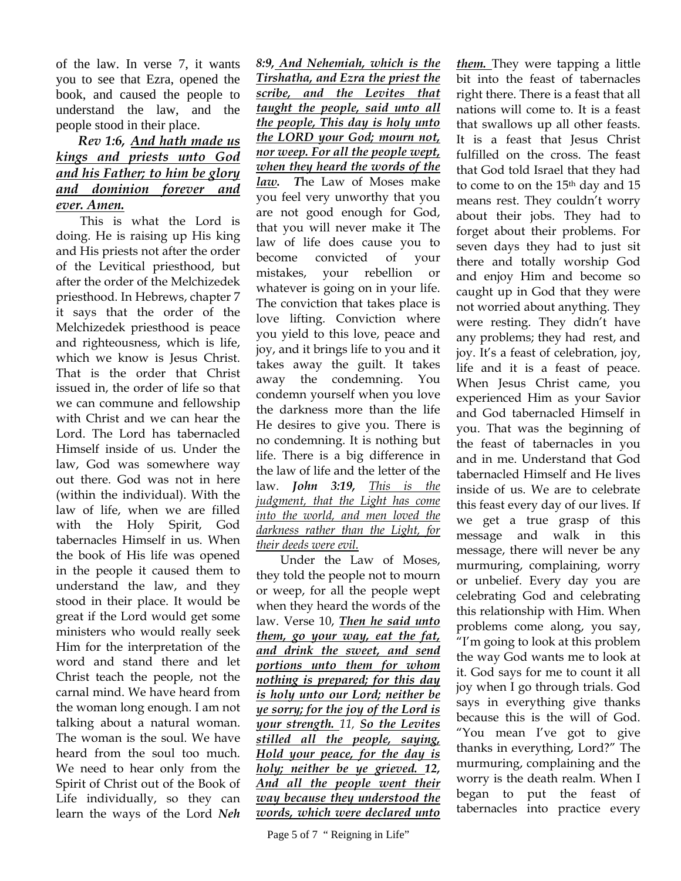of the law. In verse 7, it wants you to see that Ezra, opened the book, and caused the people to understand the law, and the people stood in their place.

***Rev 1:6, <u>And hath made us kings and priests unto God and his Father; to him be glory and dominion forever and ever. Amen.</u>***

This is what the Lord is doing. He is raising up His king and His priests not after the order of the Levitical priesthood, but after the order of the Melchizedek priesthood. In Hebrews, chapter 7 it says that the order of the Melchizedek priesthood is peace and righteousness, which is life, which we know is Jesus Christ. That is the order that Christ issued in, the order of life so that we can commune and fellowship with Christ and we can hear the Lord. The Lord has tabernacled Himself inside of us. Under the law, God was somewhere way out there. God was not in here (within the individual). With the law of life, when we are filled with the Holy Spirit, God tabernacles Himself in us. When the book of His life was opened in the people it caused them to understand the law, and they stood in their place. It would be great if the Lord would get some ministers who would really seek Him for the interpretation of the word and stand there and let Christ teach the people, not the carnal mind. We have heard from the woman long enough. I am not talking about a natural woman. The woman is the soul. We have heard from the soul too much. We need to hear only from the Spirit of Christ out of the Book of Life individually, so they can learn the ways of the Lord ***Neh 8:9, <u>And Nehemiah, which is the Tirshatha, and Ezra the priest the scribe, and the Levites that taught the people, said unto all the people, This day is holy unto the LORD your God; mourn not, nor weep. For all the people wept, when they heard the words of the law.</u>*** ***T***he Law of Moses make you feel very unworthy that you are not good enough for God, that you will never make it The law of life does cause you to become convicted of your mistakes, your rebellion or whatever is going on in your life. The conviction that takes place is love lifting. Conviction where you yield to this love, peace and joy, and it brings life to you and it takes away the guilt. It takes away the condemning. You condemn yourself when you love the darkness more than the life He desires to give you. There is no condemning. It is nothing but life. There is a big difference in the law of life and the letter of the law. ***John 3:19,*** *<u>This is the judgment, that the Light has come into the world, and men loved the darkness rather than the Light, for their deeds were evil.</u>*

Under the Law of Moses, they told the people not to mourn or weep, for all the people wept when they heard the words of the law. Verse 10, ***<u>Then he said unto them, go your way, eat the fat, and drink the sweet, and send portions unto them for whom nothing is prepared; for this day is holy unto our Lord; neither be ye sorry; for the joy of the Lord is your strength.</u>*** *11,* ***<u>So the Levites stilled all the people, saying, Hold your peace, for the day is holy; neither be ye grieved.</u> 12, <u>And all the people went their way because they understood the words, which were declared unto them.</u>*** They were tapping a little bit into the feast of tabernacles right there. There is a feast that all nations will come to. It is a feast that swallows up all other feasts. It is a feast that Jesus Christ fulfilled on the cross. The feast that God told Israel that they had to come to on the 15th day and 15 means rest. They couldn't worry about their jobs. They had to forget about their problems. For seven days they had to just sit there and totally worship God and enjoy Him and become so caught up in God that they were not worried about anything. They were resting. They didn't have any problems; they had rest, and joy. It's a feast of celebration, joy, life and it is a feast of peace. When Jesus Christ came, you experienced Him as your Savior and God tabernacled Himself in you. That was the beginning of the feast of tabernacles in you and in me. Understand that God tabernacled Himself and He lives inside of us. We are to celebrate this feast every day of our lives. If we get a true grasp of this message and walk in this message, there will never be any murmuring, complaining, worry or unbelief. Every day you are celebrating God and celebrating this relationship with Him. When problems come along, you say, "I'm going to look at this problem the way God wants me to look at it. God says for me to count it all joy when I go through trials. God says in everything give thanks because this is the will of God. "You mean I've got to give thanks in everything, Lord?" The murmuring, complaining and the worry is the death realm. When I began to put the feast of tabernacles into practice every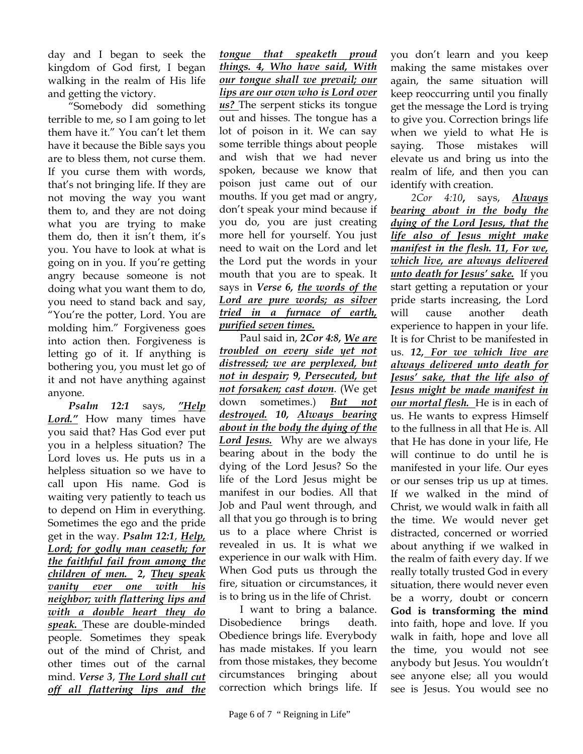day and I began to seek the kingdom of God first, I began walking in the realm of His life and getting the victory.

"Somebody did something terrible to me, so I am going to let them have it." You can't let them have it because the Bible says you are to bless them, not curse them. If you curse them with words, that's not bringing life. If they are not moving the way you want them to, and they are not doing what you are trying to make them do, then it isn't them, it's you. You have to look at what is going on in you. If you're getting angry because someone is not doing what you want them to do, you need to stand back and say, "You're the potter, Lord. You are molding him." Forgiveness goes into action then. Forgiveness is letting go of it. If anything is bothering you, you must let go of it and not have anything against anyone.

***Psalm 12:1*** says, ***"Help Lord."*** How many times have you said that? Has God ever put you in a helpless situation? The Lord loves us. He puts us in a helpless situation so we have to call upon His name. God is waiting very patiently to teach us to depend on Him in everything. Sometimes the ego and the pride get in the way. ***Psalm 12:1***, ***Help, Lord; for godly man ceaseth; for the faithful fail from among the children of men. 2, They speak vanity ever one with his neighbor; with flattering lips and with a double heart they do speak.*** These are double-minded people. Sometimes they speak out of the mind of Christ, and other times out of the carnal mind. ***Verse 3***, ***The Lord shall cut off all flattering lips and the tongue that speaketh proud things. 4, Who have said, With our tongue shall we prevail; our lips are our own who is Lord over us?*** The serpent sticks its tongue out and hisses. The tongue has a lot of poison in it. We can say some terrible things about people and wish that we had never spoken, because we know that poison just came out of our mouths. If you get mad or angry, don't speak your mind because if you do, you are just creating more hell for yourself. You just need to wait on the Lord and let the Lord put the words in your mouth that you are to speak. It says in ***Verse 6***, ***the words of the Lord are pure words; as silver tried in a furnace of earth, purified seven times.***

Paul said in, ***2Cor 4:8***, ***We are troubled on every side yet not distressed; we are perplexed, but not in despair; 9, Persecuted, but not forsaken; cast down***. (We get down sometimes.) ***But not destroyed. 10, Always bearing about in the body the dying of the Lord Jesus.*** Why are we always bearing about in the body the dying of the Lord Jesus? So the life of the Lord Jesus might be manifest in our bodies. All that Job and Paul went through, and all that you go through is to bring us to a place where Christ is revealed in us. It is what we experience in our walk with Him. When God puts us through the fire, situation or circumstances, it is to bring us in the life of Christ.

I want to bring a balance. Disobedience brings death. Obedience brings life. Everybody has made mistakes. If you learn from those mistakes, they become circumstances bringing about correction which brings life. If you don't learn and you keep making the same mistakes over again, the same situation will keep reoccurring until you finally get the message the Lord is trying to give you. Correction brings life when we yield to what He is saying. Those mistakes will elevate us and bring us into the realm of life, and then you can identify with creation.

*2Cor 4:10*, says, ***Always bearing about in the body the dying of the Lord Jesus, that the life also of Jesus might make manifest in the flesh. 11, For we, which live, are always delivered unto death for Jesus' sake.*** If you start getting a reputation or your pride starts increasing, the Lord will cause another death experience to happen in your life. It is for Christ to be manifested in us. ***12, For we which live are always delivered unto death for Jesus' sake, that the life also of Jesus might be made manifest in our mortal flesh.*** He is in each of us. He wants to express Himself to the fullness in all that He is. All that He has done in your life, He will continue to do until he is manifested in your life. Our eyes or our senses trip us up at times. If we walked in the mind of Christ, we would walk in faith all the time. We would never get distracted, concerned or worried about anything if we walked in the realm of faith every day. If we really totally trusted God in every situation, there would never even be a worry, doubt or concern **God is transforming the mind** into faith, hope and love. If you walk in faith, hope and love all the time, you would not see anybody but Jesus. You wouldn't see anyone else; all you would see is Jesus. You would see no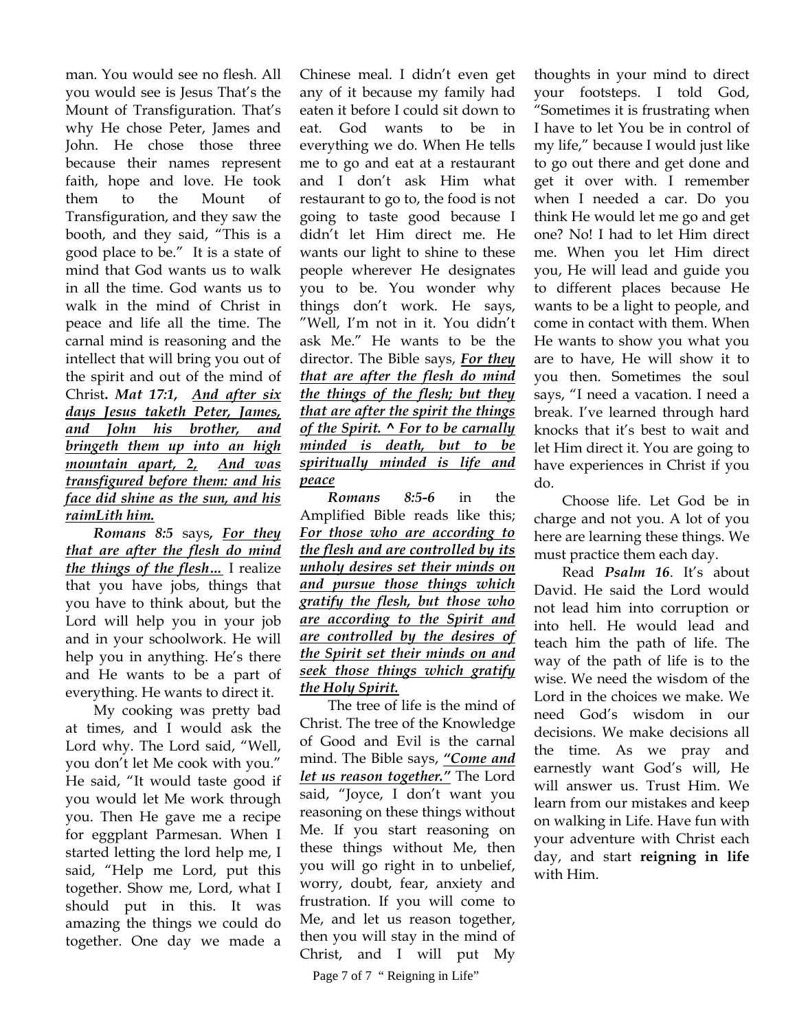man. You would see no flesh. All you would see is Jesus That's the Mount of Transfiguration. That's why He chose Peter, James and John. He chose those three because their names represent faith, hope and love. He took them to the Mount of Transfiguration, and they saw the booth, and they said, "This is a good place to be." It is a state of mind that God wants us to walk in all the time. God wants us to walk in the mind of Christ in peace and life all the time. The carnal mind is reasoning and the intellect that will bring you out of the spirit and out of the mind of Christ**.** ***Mat 17:1,*** ***__And after six days Jesus taketh Peter, James, and John his brother, and bringeth them up into an high mountain apart, 2,__*** ***__And was transfigured before them: and his face did shine as the sun, and his raimLith him.__***

***Romans 8:5*** says**,** ***__For they that are after the flesh do mind the things of the flesh…__*** I realize that you have jobs, things that you have to think about, but the Lord will help you in your job and in your schoolwork. He will help you in anything. He's there and He wants to be a part of everything. He wants to direct it.

My cooking was pretty bad at times, and I would ask the Lord why. The Lord said, "Well, you don't let Me cook with you." He said, "It would taste good if you would let Me work through you. Then He gave me a recipe for eggplant Parmesan. When I started letting the lord help me, I said, "Help me Lord, put this together. Show me, Lord, what I should put in this. It was amazing the things we could do together. One day we made a Chinese meal. I didn't even get any of it because my family had eaten it before I could sit down to eat. God wants to be in everything we do. When He tells me to go and eat at a restaurant and I don't ask Him what restaurant to go to, the food is not going to taste good because I didn't let Him direct me. He wants our light to shine to these people wherever He designates you to be. You wonder why things don't work. He says, "Well, I'm not in it. You didn't ask Me." He wants to be the director. The Bible says, ***__For they that are after the flesh do mind the things of the flesh; but they that are after the spirit the things of the Spirit. ^ For to be carnally minded is death, but to be spiritually minded is life and peace__***

***Romans 8:5-6*** in the Amplified Bible reads like this; ***__For those who are according to the flesh and are controlled by its unholy desires set their minds on and pursue those things which gratify the flesh, but those who are according to the Spirit and are controlled by the desires of the Spirit set their minds on and seek those things which gratify the Holy Spirit.__***

The tree of life is the mind of Christ. The tree of the Knowledge of Good and Evil is the carnal mind. The Bible says, ***__"Come and let us reason together."__*** The Lord said, "Joyce, I don't want you reasoning on these things without Me. If you start reasoning on these things without Me, then you will go right in to unbelief, worry, doubt, fear, anxiety and frustration. If you will come to Me, and let us reason together, then you will stay in the mind of Christ, and I will put My thoughts in your mind to direct your footsteps. I told God, "Sometimes it is frustrating when I have to let You be in control of my life," because I would just like to go out there and get done and get it over with. I remember when I needed a car. Do you think He would let me go and get one? No! I had to let Him direct me. When you let Him direct you, He will lead and guide you to different places because He wants to be a light to people, and come in contact with them. When He wants to show you what you are to have, He will show it to you then. Sometimes the soul says, "I need a vacation. I need a break. I've learned through hard knocks that it's best to wait and let Him direct it. You are going to have experiences in Christ if you do.

Choose life. Let God be in charge and not you. A lot of you here are learning these things. We must practice them each day.

Read ***Psalm 16***. It's about David. He said the Lord would not lead him into corruption or into hell. He would lead and teach him the path of life. The way of the path of life is to the wise. We need the wisdom of the Lord in the choices we make. We need God's wisdom in our decisions. We make decisions all the time. As we pray and earnestly want God's will, He will answer us. Trust Him. We learn from our mistakes and keep on walking in Life. Have fun with your adventure with Christ each day, and start **reigning in life** with Him.